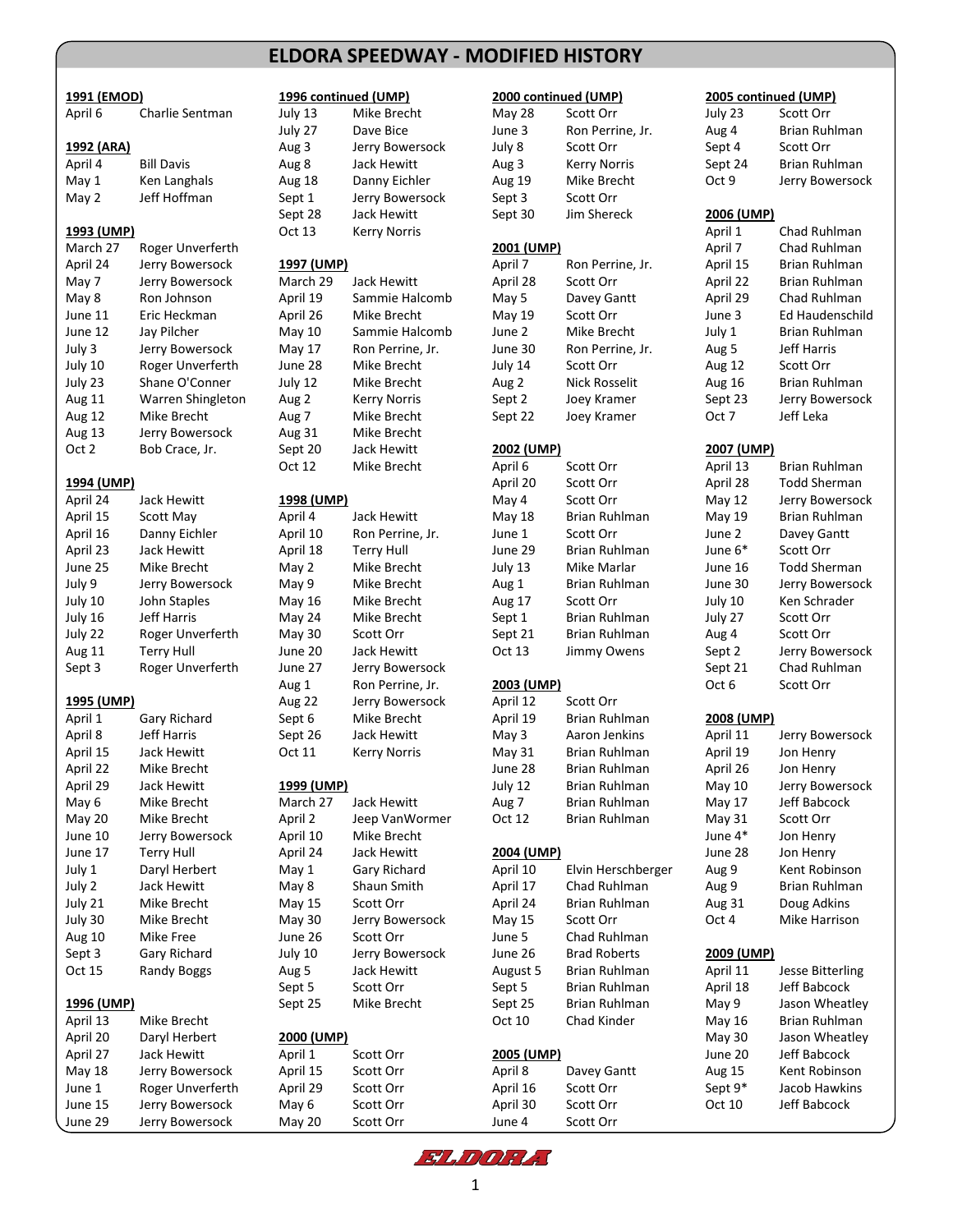# ELDORA SPEEDWAY - MODIFIED HISTORY

**1991 (EMOD)**

| Date | Winner |
|---|---|
| April 6 | Charlie Sentman |

**1992 (ARA)**

| Date | Winner |
|---|---|
| April 4 | Bill Davis |
| May 1 | Ken Langhals |
| May 2 | Jeff Hoffman |

**1993 (UMP)**

| Date | Winner |
|---|---|
| March 27 | Roger Unverferth |
| April 24 | Jerry Bowersock |
| May 7 | Jerry Bowersock |
| May 8 | Ron Johnson |
| June 11 | Eric Heckman |
| June 12 | Jay Pilcher |
| July 3 | Jerry Bowersock |
| July 10 | Roger Unverferth |
| July 23 | Shane O'Conner |
| Aug 11 | Warren Shingleton |
| Aug 12 | Mike Brecht |
| Aug 13 | Jerry Bowersock |
| Oct 2 | Bob Crace, Jr. |

**1994 (UMP)**

| Date | Winner |
|---|---|
| April 24 | Jack Hewitt |
| April 15 | Scott May |
| April 16 | Danny Eichler |
| April 23 | Jack Hewitt |
| June 25 | Mike Brecht |
| July 9 | Jerry Bowersock |
| July 10 | John Staples |
| July 16 | Jeff Harris |
| July 22 | Roger Unverferth |
| Aug 11 | Terry Hull |
| Sept 3 | Roger Unverferth |

**1995 (UMP)**

| Date | Winner |
|---|---|
| April 1 | Gary Richard |
| April 8 | Jeff Harris |
| April 15 | Jack Hewitt |
| April 22 | Mike Brecht |
| April 29 | Jack Hewitt |
| May 6 | Mike Brecht |
| May 20 | Mike Brecht |
| June 10 | Jerry Bowersock |
| June 17 | Terry Hull |
| July 1 | Daryl Herbert |
| July 2 | Jack Hewitt |
| July 21 | Mike Brecht |
| July 30 | Mike Brecht |
| Aug 10 | Mike Free |
| Sept 3 | Gary Richard |
| Oct 15 | Randy Boggs |

**1996 (UMP)**

| Date | Winner |
|---|---|
| April 13 | Mike Brecht |
| April 20 | Daryl Herbert |
| April 27 | Jack Hewitt |
| May 18 | Jerry Bowersock |
| June 1 | Roger Unverferth |
| June 15 | Jerry Bowersock |
| June 29 | Jerry Bowersock |

**1996 continued (UMP)**

| Date | Winner |
|---|---|
| July 13 | Mike Brecht |
| July 27 | Dave Bice |
| Aug 3 | Jerry Bowersock |
| Aug 8 | Jack Hewitt |
| Aug 18 | Danny Eichler |
| Sept 1 | Jerry Bowersock |
| Sept 28 | Jack Hewitt |
| Oct 13 | Kerry Norris |

**1997 (UMP)**

| Date | Winner |
|---|---|
| March 29 | Jack Hewitt |
| April 19 | Sammie Halcomb |
| April 26 | Mike Brecht |
| May 10 | Sammie Halcomb |
| May 17 | Ron Perrine, Jr. |
| June 28 | Mike Brecht |
| July 12 | Mike Brecht |
| Aug 2 | Kerry Norris |
| Aug 7 | Mike Brecht |
| Aug 31 | Mike Brecht |
| Sept 20 | Jack Hewitt |
| Oct 12 | Mike Brecht |

**1998 (UMP)**

| Date | Winner |
|---|---|
| April 4 | Jack Hewitt |
| April 10 | Ron Perrine, Jr. |
| April 18 | Terry Hull |
| May 2 | Mike Brecht |
| May 9 | Mike Brecht |
| May 16 | Mike Brecht |
| May 24 | Mike Brecht |
| May 30 | Scott Orr |
| June 20 | Jack Hewitt |
| June 27 | Jerry Bowersock |
| Aug 1 | Ron Perrine, Jr. |
| Aug 22 | Jerry Bowersock |
| Sept 6 | Mike Brecht |
| Sept 26 | Jack Hewitt |
| Oct 11 | Kerry Norris |

**1999 (UMP)**

| Date | Winner |
|---|---|
| March 27 | Jack Hewitt |
| April 2 | Jeep VanWormer |
| April 10 | Mike Brecht |
| April 24 | Jack Hewitt |
| May 1 | Gary Richard |
| May 8 | Shaun Smith |
| May 15 | Scott Orr |
| May 30 | Jerry Bowersock |
| June 26 | Scott Orr |
| July 10 | Jerry Bowersock |
| Aug 5 | Jack Hewitt |
| Sept 5 | Scott Orr |
| Sept 25 | Mike Brecht |

**2000 (UMP)**

| Date | Winner |
|---|---|
| April 1 | Scott Orr |
| April 15 | Scott Orr |
| April 29 | Scott Orr |
| May 6 | Scott Orr |
| May 20 | Scott Orr |

**2000 continued (UMP)**

| Date | Winner |
|---|---|
| May 28 | Scott Orr |
| June 3 | Ron Perrine, Jr. |
| July 8 | Scott Orr |
| Aug 3 | Kerry Norris |
| Aug 19 | Mike Brecht |
| Sept 3 | Scott Orr |
| Sept 30 | Jim Shereck |

**2001 (UMP)**

| Date | Winner |
|---|---|
| April 7 | Ron Perrine, Jr. |
| April 28 | Scott Orr |
| May 5 | Davey Gantt |
| May 19 | Scott Orr |
| June 2 | Mike Brecht |
| June 30 | Ron Perrine, Jr. |
| July 14 | Scott Orr |
| Aug 2 | Nick Rosselit |
| Sept 2 | Joey Kramer |
| Sept 22 | Joey Kramer |

**2002 (UMP)**

| Date | Winner |
|---|---|
| April 6 | Scott Orr |
| April 20 | Scott Orr |
| May 4 | Scott Orr |
| May 18 | Brian Ruhlman |
| June 1 | Scott Orr |
| June 29 | Brian Ruhlman |
| July 13 | Mike Marlar |
| Aug 1 | Brian Ruhlman |
| Aug 17 | Scott Orr |
| Sept 1 | Brian Ruhlman |
| Sept 21 | Brian Ruhlman |
| Oct 13 | Jimmy Owens |

**2003 (UMP)**

| Date | Winner |
|---|---|
| April 12 | Scott Orr |
| April 19 | Brian Ruhlman |
| May 3 | Aaron Jenkins |
| May 31 | Brian Ruhlman |
| June 28 | Brian Ruhlman |
| July 12 | Brian Ruhlman |
| Aug 7 | Brian Ruhlman |
| Oct 12 | Brian Ruhlman |

**2004 (UMP)**

| Date | Winner |
|---|---|
| April 10 | Elvin Herschberger |
| April 17 | Chad Ruhlman |
| April 24 | Brian Ruhlman |
| May 15 | Scott Orr |
| June 5 | Chad Ruhlman |
| June 26 | Brad Roberts |
| August 5 | Brian Ruhlman |
| Sept 5 | Brian Ruhlman |
| Sept 25 | Brian Ruhlman |
| Oct 10 | Chad Kinder |

**2005 (UMP)**

| Date | Winner |
|---|---|
| April 8 | Davey Gantt |
| April 16 | Scott Orr |
| April 30 | Scott Orr |
| June 4 | Scott Orr |

**2005 continued (UMP)**

| Date | Winner |
|---|---|
| July 23 | Scott Orr |
| Aug 4 | Brian Ruhlman |
| Sept 4 | Scott Orr |
| Sept 24 | Brian Ruhlman |
| Oct 9 | Jerry Bowersock |

**2006 (UMP)**

| Date | Winner |
|---|---|
| April 1 | Chad Ruhlman |
| April 7 | Chad Ruhlman |
| April 15 | Brian Ruhlman |
| April 22 | Brian Ruhlman |
| April 29 | Chad Ruhlman |
| June 3 | Ed Haudenschild |
| July 1 | Brian Ruhlman |
| Aug 5 | Jeff Harris |
| Aug 12 | Scott Orr |
| Aug 16 | Brian Ruhlman |
| Sept 23 | Jerry Bowersock |
| Oct 7 | Jeff Leka |

**2007 (UMP)**

| Date | Winner |
|---|---|
| April 13 | Brian Ruhlman |
| April 28 | Todd Sherman |
| May 12 | Jerry Bowersock |
| May 19 | Brian Ruhlman |
| June 2 | Davey Gantt |
| June 6* | Scott Orr |
| June 16 | Todd Sherman |
| June 30 | Jerry Bowersock |
| July 10 | Ken Schrader |
| July 27 | Scott Orr |
| Aug 4 | Scott Orr |
| Sept 2 | Jerry Bowersock |
| Sept 21 | Chad Ruhlman |
| Oct 6 | Scott Orr |

**2008 (UMP)**

| Date | Winner |
|---|---|
| April 11 | Jerry Bowersock |
| April 19 | Jon Henry |
| April 26 | Jon Henry |
| May 10 | Jerry Bowersock |
| May 17 | Jeff Babcock |
| May 31 | Scott Orr |
| June 4* | Jon Henry |
| June 28 | Jon Henry |
| Aug 9 | Kent Robinson |
| Aug 9 | Brian Ruhlman |
| Aug 31 | Doug Adkins |
| Oct 4 | Mike Harrison |

**2009 (UMP)**

| Date | Winner |
|---|---|
| April 11 | Jesse Bitterling |
| April 18 | Jeff Babcock |
| May 9 | Jason Wheatley |
| May 16 | Brian Ruhlman |
| May 30 | Jason Wheatley |
| June 20 | Jeff Babcock |
| Aug 15 | Kent Robinson |
| Sept 9* | Jacob Hawkins |
| Oct 10 | Jeff Babcock |

ELDORA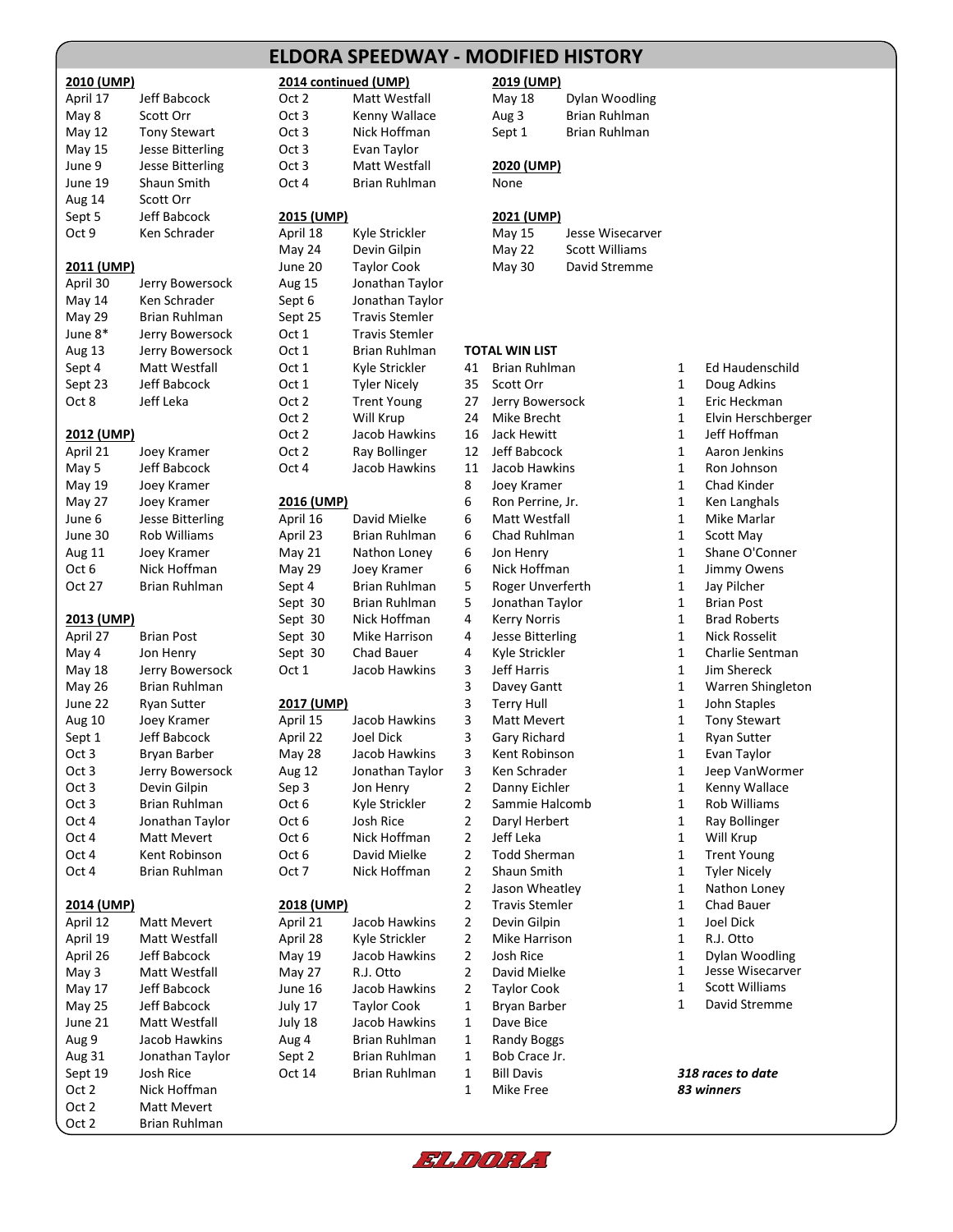# ELDORA SPEEDWAY - MODIFIED HISTORY

**2010 (UMP)**

| | |
|---|---|
| April 17 | Jeff Babcock |
| May 8 | Scott Orr |
| May 12 | Tony Stewart |
| May 15 | Jesse Bitterling |
| June 9 | Jesse Bitterling |
| June 19 | Shaun Smith |
| Aug 14 | Scott Orr |
| Sept 5 | Jeff Babcock |
| Oct 9 | Ken Schrader |

**2011 (UMP)**

| | |
|---|---|
| April 30 | Jerry Bowersock |
| May 14 | Ken Schrader |
| May 29 | Brian Ruhlman |
| June 8* | Jerry Bowersock |
| Aug 13 | Jerry Bowersock |
| Sept 4 | Matt Westfall |
| Sept 23 | Jeff Babcock |
| Oct 8 | Jeff Leka |

**2012 (UMP)**

| | |
|---|---|
| April 21 | Joey Kramer |
| May 5 | Jeff Babcock |
| May 19 | Joey Kramer |
| May 27 | Joey Kramer |
| June 6 | Jesse Bitterling |
| June 30 | Rob Williams |
| Aug 11 | Joey Kramer |
| Oct 6 | Nick Hoffman |
| Oct 27 | Brian Ruhlman |

**2013 (UMP)**

| | |
|---|---|
| April 27 | Brian Post |
| May 4 | Jon Henry |
| May 18 | Jerry Bowersock |
| May 26 | Brian Ruhlman |
| June 22 | Ryan Sutter |
| Aug 10 | Joey Kramer |
| Sept 1 | Jeff Babcock |
| Oct 3 | Bryan Barber |
| Oct 3 | Jerry Bowersock |
| Oct 3 | Devin Gilpin |
| Oct 3 | Brian Ruhlman |
| Oct 4 | Jonathan Taylor |
| Oct 4 | Matt Mevert |
| Oct 4 | Kent Robinson |
| Oct 4 | Brian Ruhlman |

**2014 (UMP)**

| | |
|---|---|
| April 12 | Matt Mevert |
| April 19 | Matt Westfall |
| April 26 | Jeff Babcock |
| May 3 | Matt Westfall |
| May 17 | Jeff Babcock |
| May 25 | Jeff Babcock |
| June 21 | Matt Westfall |
| Aug 9 | Jacob Hawkins |
| Aug 31 | Jonathan Taylor |
| Sept 19 | Josh Rice |
| Oct 2 | Nick Hoffman |
| Oct 2 | Matt Mevert |
| Oct 2 | Brian Ruhlman |

**2014 continued (UMP)**

| | |
|---|---|
| Oct 2 | Matt Westfall |
| Oct 3 | Kenny Wallace |
| Oct 3 | Nick Hoffman |
| Oct 3 | Evan Taylor |
| Oct 3 | Matt Westfall |
| Oct 4 | Brian Ruhlman |

**2015 (UMP)**

| | |
|---|---|
| April 18 | Kyle Strickler |
| May 24 | Devin Gilpin |
| June 20 | Taylor Cook |
| Aug 15 | Jonathan Taylor |
| Sept 6 | Jonathan Taylor |
| Sept 25 | Travis Stemler |
| Oct 1 | Travis Stemler |
| Oct 1 | Brian Ruhlman |
| Oct 1 | Kyle Strickler |
| Oct 1 | Tyler Nicely |
| Oct 2 | Trent Young |
| Oct 2 | Will Krup |
| Oct 2 | Jacob Hawkins |
| Oct 2 | Ray Bollinger |
| Oct 4 | Jacob Hawkins |

**2016 (UMP)**

| | |
|---|---|
| April 16 | David Mielke |
| April 23 | Brian Ruhlman |
| May 21 | Nathon Loney |
| May 29 | Joey Kramer |
| Sept 4 | Brian Ruhlman |
| Sept 30 | Brian Ruhlman |
| Sept 30 | Nick Hoffman |
| Sept 30 | Mike Harrison |
| Sept 30 | Chad Bauer |
| Oct 1 | Jacob Hawkins |

**2017 (UMP)**

| | |
|---|---|
| April 15 | Jacob Hawkins |
| April 22 | Joel Dick |
| May 28 | Jacob Hawkins |
| Aug 12 | Jonathan Taylor |
| Sep 3 | Jon Henry |
| Oct 6 | Kyle Strickler |
| Oct 6 | Josh Rice |
| Oct 6 | Nick Hoffman |
| Oct 6 | David Mielke |
| Oct 7 | Nick Hoffman |

**2018 (UMP)**

| | |
|---|---|
| April 21 | Jacob Hawkins |
| April 28 | Kyle Strickler |
| May 19 | Jacob Hawkins |
| May 27 | R.J. Otto |
| June 16 | Jacob Hawkins |
| July 17 | Taylor Cook |
| July 18 | Jacob Hawkins |
| Aug 4 | Brian Ruhlman |
| Sept 2 | Brian Ruhlman |
| Oct 14 | Brian Ruhlman |

**2019 (UMP)**

| | |
|---|---|
| May 18 | Dylan Woodling |
| Aug 3 | Brian Ruhlman |
| Sept 1 | Brian Ruhlman |

**2020 (UMP)**

None

**2021 (UMP)**

| | |
|---|---|
| May 15 | Jesse Wisecarver |
| May 22 | Scott Williams |
| May 30 | David Stremme |

**TOTAL WIN LIST**

| | |
|---|---|
| 41 | Brian Ruhlman |
| 35 | Scott Orr |
| 27 | Jerry Bowersock |
| 24 | Mike Brecht |
| 16 | Jack Hewitt |
| 12 | Jeff Babcock |
| 11 | Jacob Hawkins |
| 8 | Joey Kramer |
| 6 | Ron Perrine, Jr. |
| 6 | Matt Westfall |
| 6 | Chad Ruhlman |
| 6 | Jon Henry |
| 6 | Nick Hoffman |
| 5 | Roger Unverferth |
| 5 | Jonathan Taylor |
| 4 | Kerry Norris |
| 4 | Jesse Bitterling |
| 4 | Kyle Strickler |
| 3 | Jeff Harris |
| 3 | Davey Gantt |
| 3 | Terry Hull |
| 3 | Matt Mevert |
| 3 | Gary Richard |
| 3 | Kent Robinson |
| 3 | Ken Schrader |
| 2 | Danny Eichler |
| 2 | Sammie Halcomb |
| 2 | Daryl Herbert |
| 2 | Jeff Leka |
| 2 | Todd Sherman |
| 2 | Shaun Smith |
| 2 | Jason Wheatley |
| 2 | Travis Stemler |
| 2 | Devin Gilpin |
| 2 | Mike Harrison |
| 2 | Josh Rice |
| 2 | David Mielke |
| 2 | Taylor Cook |
| 1 | Bryan Barber |
| 1 | Dave Bice |
| 1 | Randy Boggs |
| 1 | Bob Crace Jr. |
| 1 | Bill Davis |
| 1 | Mike Free |
| 1 | Ed Haudenschild |
| 1 | Doug Adkins |
| 1 | Eric Heckman |
| 1 | Elvin Herschberger |
| 1 | Jeff Hoffman |
| 1 | Aaron Jenkins |
| 1 | Ron Johnson |
| 1 | Chad Kinder |
| 1 | Ken Langhals |
| 1 | Mike Marlar |
| 1 | Scott May |
| 1 | Shane O'Conner |
| 1 | Jimmy Owens |
| 1 | Jay Pilcher |
| 1 | Brian Post |
| 1 | Brad Roberts |
| 1 | Nick Rosselit |
| 1 | Charlie Sentman |
| 1 | Jim Shereck |
| 1 | Warren Shingleton |
| 1 | John Staples |
| 1 | Tony Stewart |
| 1 | Ryan Sutter |
| 1 | Evan Taylor |
| 1 | Jeep VanWormer |
| 1 | Kenny Wallace |
| 1 | Rob Williams |
| 1 | Ray Bollinger |
| 1 | Will Krup |
| 1 | Trent Young |
| 1 | Tyler Nicely |
| 1 | Nathon Loney |
| 1 | Chad Bauer |
| 1 | Joel Dick |
| 1 | R.J. Otto |
| 1 | Dylan Woodling |
| 1 | Jesse Wisecarver |
| 1 | Scott Williams |
| 1 | David Stremme |

***318 races to date***

***83 winners***